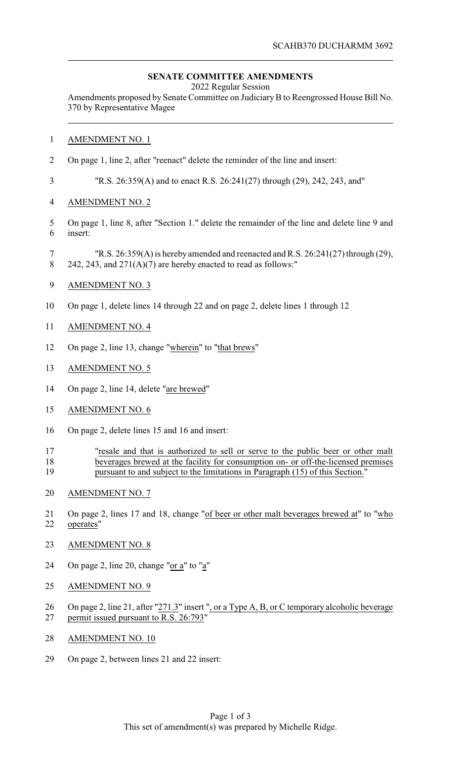**SENATE COMMITTEE AMENDMENTS**

2022 Regular Session

Amendments proposed by Senate Committee on Judiciary B to Reengrossed House Bill No. 370 by Representative Magee

AMENDMENT NO. 1

On page 1, line 2, after "reenact" delete the reminder of the line and insert:

"R.S. 26:359(A) and to enact R.S. 26:241(27) through (29), 242, 243, and"

AMENDMENT NO. 2

On page 1, line 8, after "Section 1." delete the remainder of the line and delete line 9 and insert:

"R.S. 26:359(A) is hereby amended and reenacted and R.S. 26:241(27) through (29), 242, 243, and 271(A)(7) are hereby enacted to read as follows:"

AMENDMENT NO. 3

On page 1, delete lines 14 through 22 and on page 2, delete lines 1 through 12

AMENDMENT NO. 4

On page 2, line 13, change "wherein" to "that brews"

AMENDMENT NO. 5

On page 2, line 14, delete "are brewed"

AMENDMENT NO. 6

On page 2, delete lines 15 and 16 and insert:

"resale and that is authorized to sell or serve to the public beer or other malt beverages brewed at the facility for consumption on- or off-the-licensed premises pursuant to and subject to the limitations in Paragraph (15) of this Section."

AMENDMENT NO. 7

On page 2, lines 17 and 18, change "of beer or other malt beverages brewed at" to "who operates"

AMENDMENT NO. 8

On page 2, line 20, change "or a" to "a"

AMENDMENT NO. 9

On page 2, line 21, after "271.3" insert ", or a Type A, B, or C temporary alcoholic beverage permit issued pursuant to R.S. 26:793"

AMENDMENT NO. 10

On page 2, between lines 21 and 22 insert:

This set of amendment(s) was prepared by Michelle Ridge.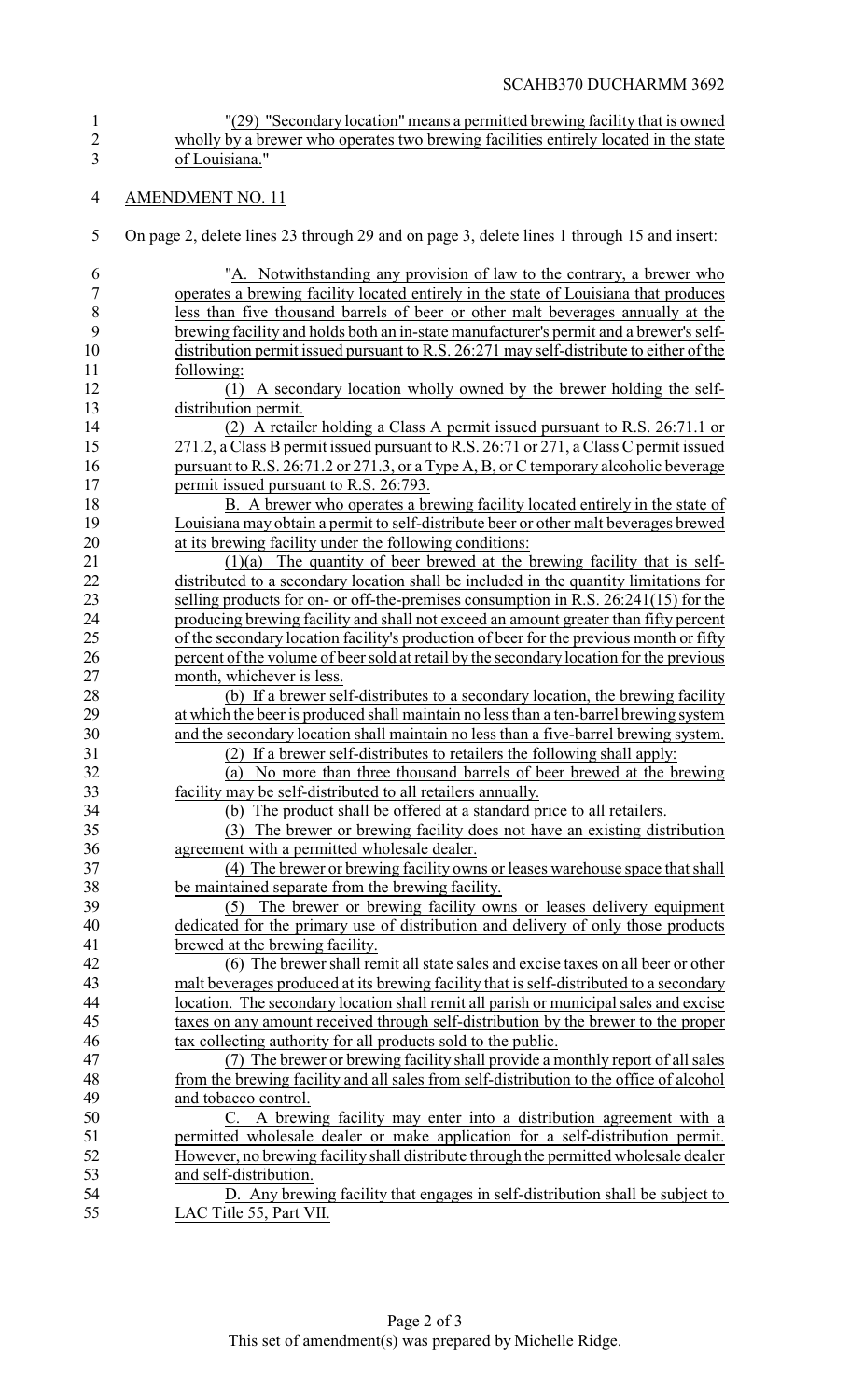"(29) "Secondary location" means a permitted brewing facility that is owned wholly by a brewer who operates two brewing facilities entirely located in the state of Louisiana."

AMENDMENT NO. 11

On page 2, delete lines 23 through 29 and on page 3, delete lines 1 through 15 and insert:

"A. Notwithstanding any provision of law to the contrary, a brewer who operates a brewing facility located entirely in the state of Louisiana that produces less than five thousand barrels of beer or other malt beverages annually at the brewing facility and holds both an in-state manufacturer's permit and a brewer's self-distribution permit issued pursuant to R.S. 26:271 may self-distribute to either of the following:

(1) A secondary location wholly owned by the brewer holding the self-distribution permit.

(2) A retailer holding a Class A permit issued pursuant to R.S. 26:71.1 or 271.2, a Class B permit issued pursuant to R.S. 26:71 or 271, a Class C permit issued pursuant to R.S. 26:71.2 or 271.3, or a Type A, B, or C temporary alcoholic beverage permit issued pursuant to R.S. 26:793.

B. A brewer who operates a brewing facility located entirely in the state of Louisiana may obtain a permit to self-distribute beer or other malt beverages brewed at its brewing facility under the following conditions:

(1)(a) The quantity of beer brewed at the brewing facility that is self-distributed to a secondary location shall be included in the quantity limitations for selling products for on- or off-the-premises consumption in R.S. 26:241(15) for the producing brewing facility and shall not exceed an amount greater than fifty percent of the secondary location facility's production of beer for the previous month or fifty percent of the volume of beer sold at retail by the secondary location for the previous month, whichever is less.

(b) If a brewer self-distributes to a secondary location, the brewing facility at which the beer is produced shall maintain no less than a ten-barrel brewing system and the secondary location shall maintain no less than a five-barrel brewing system.

(2) If a brewer self-distributes to retailers the following shall apply:

(a) No more than three thousand barrels of beer brewed at the brewing facility may be self-distributed to all retailers annually.

(b) The product shall be offered at a standard price to all retailers.

(3) The brewer or brewing facility does not have an existing distribution agreement with a permitted wholesale dealer.

(4) The brewer or brewing facility owns or leases warehouse space that shall be maintained separate from the brewing facility.

(5) The brewer or brewing facility owns or leases delivery equipment dedicated for the primary use of distribution and delivery of only those products brewed at the brewing facility.

(6) The brewer shall remit all state sales and excise taxes on all beer or other malt beverages produced at its brewing facility that is self-distributed to a secondary location. The secondary location shall remit all parish or municipal sales and excise taxes on any amount received through self-distribution by the brewer to the proper tax collecting authority for all products sold to the public.

(7) The brewer or brewing facility shall provide a monthly report of all sales from the brewing facility and all sales from self-distribution to the office of alcohol and tobacco control.

C. A brewing facility may enter into a distribution agreement with a permitted wholesale dealer or make application for a self-distribution permit. However, no brewing facility shall distribute through the permitted wholesale dealer and self-distribution.

D. Any brewing facility that engages in self-distribution shall be subject to LAC Title 55, Part VII.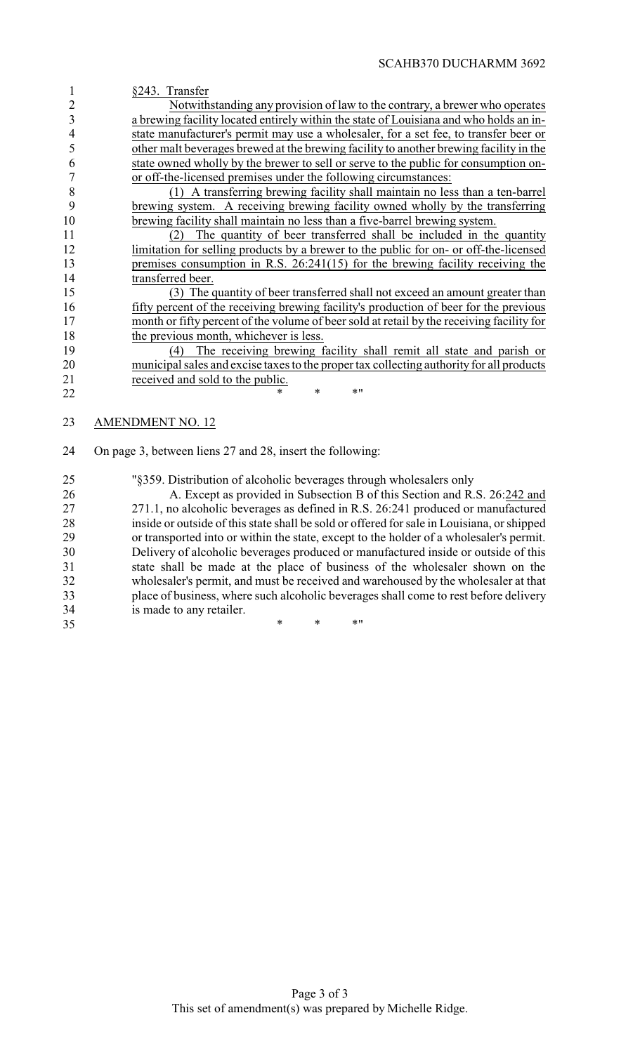§243. Transfer

Notwithstanding any provision of law to the contrary, a brewer who operates a brewing facility located entirely within the state of Louisiana and who holds an in-state manufacturer's permit may use a wholesaler, for a set fee, to transfer beer or other malt beverages brewed at the brewing facility to another brewing facility in the state owned wholly by the brewer to sell or serve to the public for consumption on- or off-the-licensed premises under the following circumstances:

(1) A transferring brewing facility shall maintain no less than a ten-barrel brewing system. A receiving brewing facility owned wholly by the transferring brewing facility shall maintain no less than a five-barrel brewing system.

(2) The quantity of beer transferred shall be included in the quantity limitation for selling products by a brewer to the public for on- or off-the-licensed premises consumption in R.S. 26:241(15) for the brewing facility receiving the transferred beer.

(3) The quantity of beer transferred shall not exceed an amount greater than fifty percent of the receiving brewing facility's production of beer for the previous month or fifty percent of the volume of beer sold at retail by the receiving facility for the previous month, whichever is less.

(4) The receiving brewing facility shall remit all state and parish or municipal sales and excise taxes to the proper tax collecting authority for all products received and sold to the public.

\* \* \*"

AMENDMENT NO. 12

On page 3, between liens 27 and 28, insert the following:

"§359. Distribution of alcoholic beverages through wholesalers only

A. Except as provided in Subsection B of this Section and R.S. 26:242 and 271.1, no alcoholic beverages as defined in R.S. 26:241 produced or manufactured inside or outside of this state shall be sold or offered for sale in Louisiana, or shipped or transported into or within the state, except to the holder of a wholesaler's permit. Delivery of alcoholic beverages produced or manufactured inside or outside of this state shall be made at the place of business of the wholesaler shown on the wholesaler's permit, and must be received and warehoused by the wholesaler at that place of business, where such alcoholic beverages shall come to rest before delivery is made to any retailer.

\* \* \*"

This set of amendment(s) was prepared by Michelle Ridge.